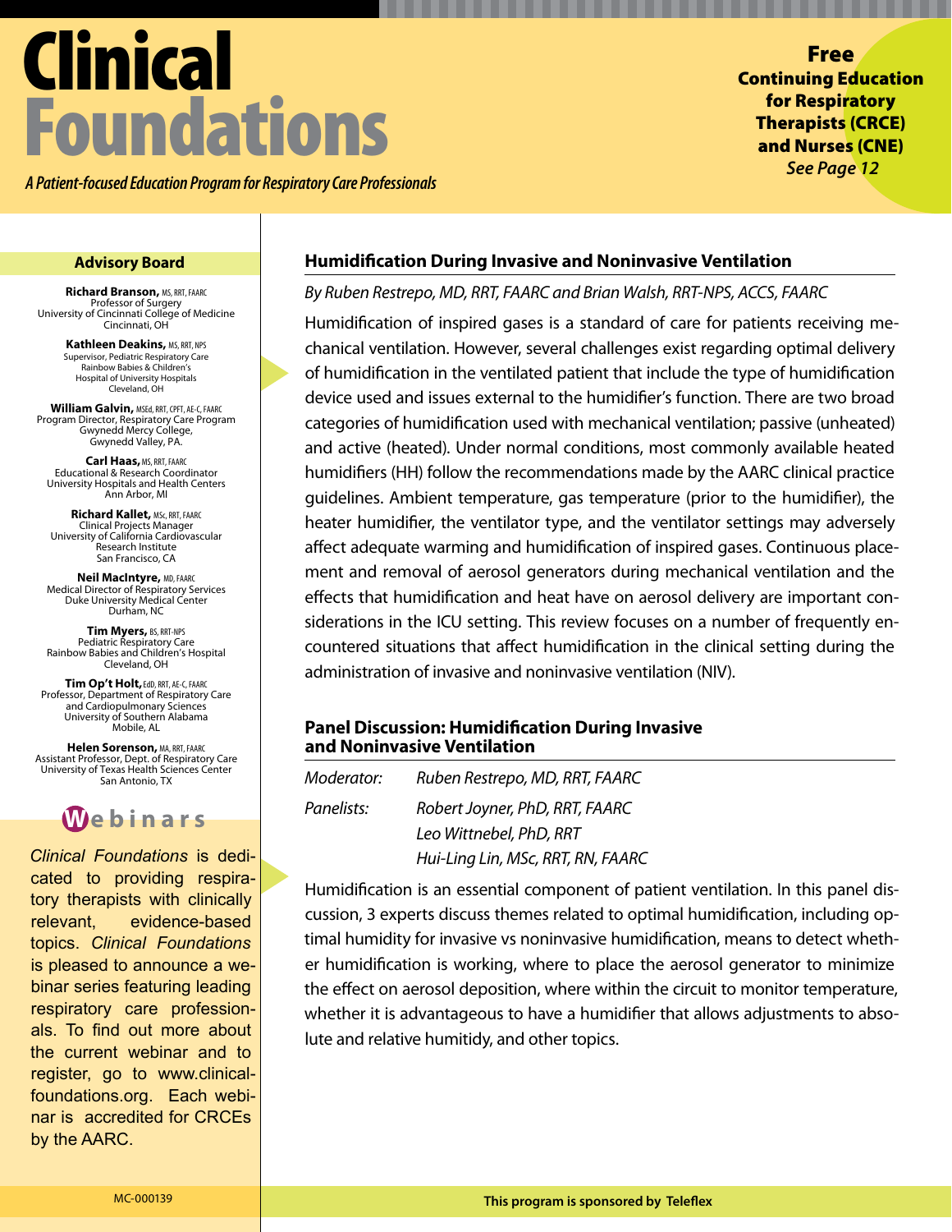# Clinical Foundations

*A Patient-focused Education Program for Respiratory Care Professionals*

**Free Continuing Education for Respiratory Therapists (CRCE) and Nurses (CNE)**
*See Page 12*

## Humidification During Invasive and Noninvasive Ventilation

*By Ruben Restrepo, MD, RRT, FAARC and Brian Walsh, RRT-NPS, ACCS, FAARC*

Humidification of inspired gases is a standard of care for patients receiving mechanical ventilation. However, several challenges exist regarding optimal delivery of humidification in the ventilated patient that include the type of humidification device used and issues external to the humidifier's function. There are two broad categories of humidification used with mechanical ventilation; passive (unheated) and active (heated). Under normal conditions, most commonly available heated humidifiers (HH) follow the recommendations made by the AARC clinical practice guidelines. Ambient temperature, gas temperature (prior to the humidifier), the heater humidifier, the ventilator type, and the ventilator settings may adversely affect adequate warming and humidification of inspired gases. Continuous placement and removal of aerosol generators during mechanical ventilation and the effects that humidification and heat have on aerosol delivery are important considerations in the ICU setting. This review focuses on a number of frequently encountered situations that affect humidification in the clinical setting during the administration of invasive and noninvasive ventilation (NIV).

## Panel Discussion: Humidification During Invasive and Noninvasive Ventilation

*Moderator:* *Ruben Restrepo, MD, RRT, FAARC*

*Panelists:* *Robert Joyner, PhD, RRT, FAARC*
*Leo Wittnebel, PhD, RRT*
*Hui-Ling Lin, MSc, RRT, RN, FAARC*

Humidification is an essential component of patient ventilation. In this panel discussion, 3 experts discuss themes related to optimal humidification, including optimal humidity for invasive vs noninvasive humidification, means to detect whether humidification is working, where to place the aerosol generator to minimize the effect on aerosol deposition, where within the circuit to monitor temperature, whether it is advantageous to have a humidifier that allows adjustments to absolute and relative humitidy, and other topics.

### Advisory Board

**Richard Branson,** MS, RRT, FAARC
Professor of Surgery
University of Cincinnati College of Medicine
Cincinnati, OH

**Kathleen Deakins,** MS, RRT, NPS
Supervisor, Pediatric Respiratory Care
Rainbow Babies & Children's
Hospital of University Hospitals
Cleveland, OH

**William Galvin,** MSEd, RRT, CPFT, AE-C, FAARC
Program Director, Respiratory Care Program
Gwynedd Mercy College,
Gwynedd Valley, PA.

**Carl Haas,** MS, RRT, FAARC
Educational & Research Coordinator
University Hospitals and Health Centers
Ann Arbor, MI

**Richard Kallet,** MSc, RRT, FAARC
Clinical Projects Manager
University of California Cardiovascular
Research Institute
San Francisco, CA

**Neil MacIntyre,** MD, FAARC
Medical Director of Respiratory Services
Duke University Medical Center
Durham, NC

**Tim Myers,** BS, RRT-NPS
Pediatric Respiratory Care
Rainbow Babies and Children's Hospital
Cleveland, OH

**Tim Op't Holt,** EdD, RRT, AE-C, FAARC
Professor, Department of Respiratory Care
and Cardiopulmonary Sciences
University of Southern Alabama
Mobile, AL

**Helen Sorenson,** MA, RRT, FAARC
Assistant Professor, Dept. of Respiratory Care
University of Texas Health Sciences Center
San Antonio, TX

### Webinars

*Clinical Foundations* is dedicated to providing respiratory therapists with clinically relevant, evidence-based topics. *Clinical Foundations* is pleased to announce a webinar series featuring leading respiratory care professionals. To find out more about the current webinar and to register, go to www.clinicalfoundations.org. Each webinar is accredited for CRCEs by the AARC.

MC-000139

**This program is sponsored by Teleflex**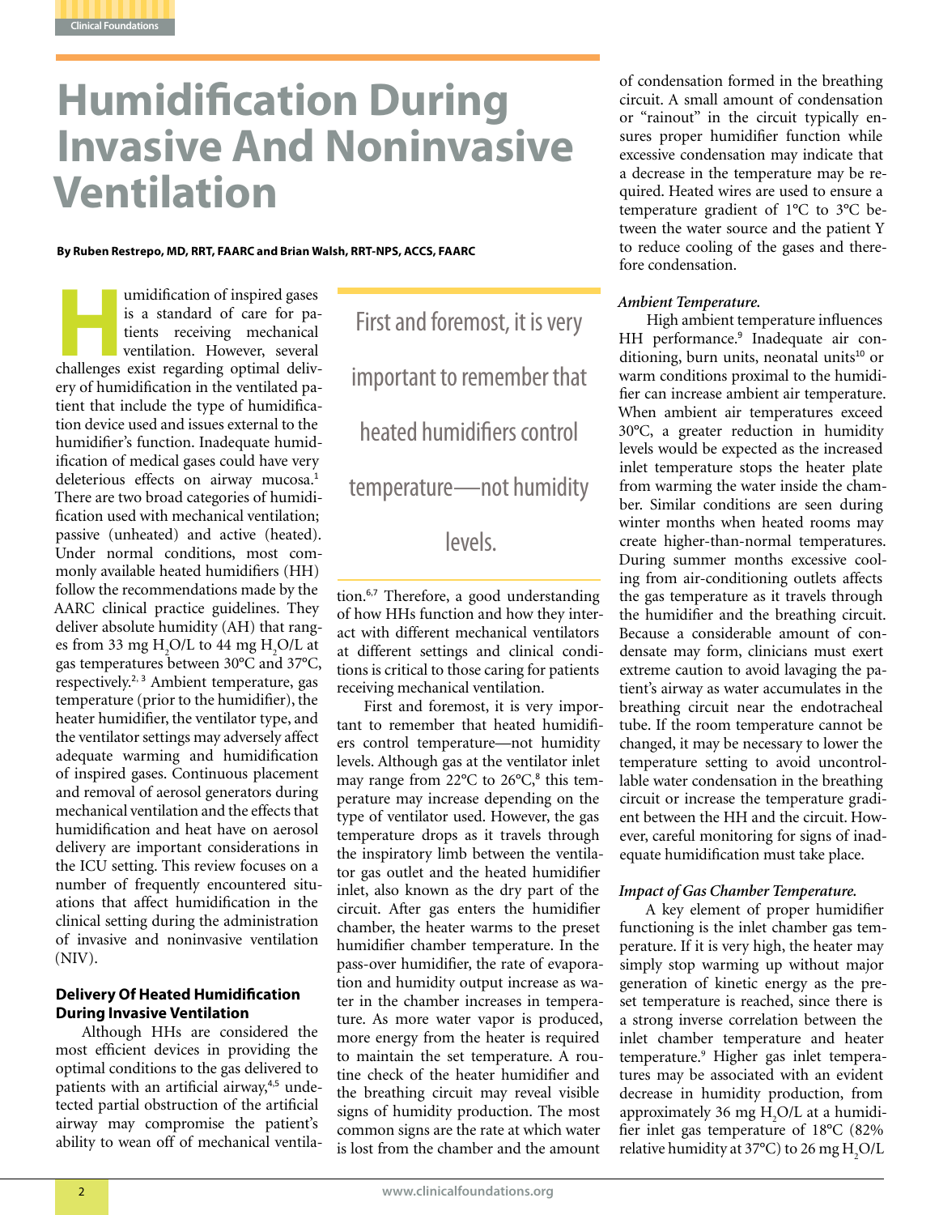# Humidification During Invasive And Noninvasive Ventilation

**By Ruben Restrepo, MD, RRT, FAARC and Brian Walsh, RRT-NPS, ACCS, FAARC**

Humidification of inspired gases is a standard of care for patients receiving mechanical ventilation. However, several challenges exist regarding optimal delivery of humidification in the ventilated patient that include the type of humidification device used and issues external to the humidifier's function. Inadequate humidification of medical gases could have very deleterious effects on airway mucosa.[1] There are two broad categories of humidification used with mechanical ventilation; passive (unheated) and active (heated). Under normal conditions, most commonly available heated humidifiers (HH) follow the recommendations made by the AARC clinical practice guidelines. They deliver absolute humidity (AH) that ranges from 33 mg $H_2O$/L to 44 mg $H_2O$/L at gas temperatures between 30°C and 37°C, respectively.[2, 3] Ambient temperature, gas temperature (prior to the humidifier), the heater humidifier, the ventilator type, and the ventilator settings may adversely affect adequate warming and humidification of inspired gases. Continuous placement and removal of aerosol generators during mechanical ventilation and the effects that humidification and heat have on aerosol delivery are important considerations in the ICU setting. This review focuses on a number of frequently encountered situations that affect humidification in the clinical setting during the administration of invasive and noninvasive ventilation (NIV).

## Delivery Of Heated Humidification During Invasive Ventilation

Although HHs are considered the most efficient devices in providing the optimal conditions to the gas delivered to patients with an artificial airway,[4,5] undetected partial obstruction of the artificial airway may compromise the patient's ability to wean off of mechanical ventilation.[6,7] Therefore, a good understanding of how HHs function and how they interact with different mechanical ventilators at different settings and clinical conditions is critical to those caring for patients receiving mechanical ventilation.

> First and foremost, it is very important to remember that heated humidifiers control temperature—not humidity levels.

First and foremost, it is very important to remember that heated humidifiers control temperature—not humidity levels. Although gas at the ventilator inlet may range from 22°C to 26°C,[8] this temperature may increase depending on the type of ventilator used. However, the gas temperature drops as it travels through the inspiratory limb between the ventilator gas outlet and the heated humidifier inlet, also known as the dry part of the circuit. After gas enters the humidifier chamber, the heater warms to the preset humidifier chamber temperature. In the pass-over humidifier, the rate of evaporation and humidity output increase as water in the chamber increases in temperature. As more water vapor is produced, more energy from the heater is required to maintain the set temperature. A routine check of the heater humidifier and the breathing circuit may reveal visible signs of humidity production. The most common signs are the rate at which water is lost from the chamber and the amount of condensation formed in the breathing circuit. A small amount of condensation or "rainout" in the circuit typically ensures proper humidifier function while excessive condensation may indicate that a decrease in the temperature may be required. Heated wires are used to ensure a temperature gradient of 1°C to 3°C between the water source and the patient Y to reduce cooling of the gases and therefore condensation.

### *Ambient Temperature.*

High ambient temperature influences HH performance.[9] Inadequate air conditioning, burn units, neonatal units[10] or warm conditions proximal to the humidifier can increase ambient air temperature. When ambient air temperatures exceed 30°C, a greater reduction in humidity levels would be expected as the increased inlet temperature stops the heater plate from warming the water inside the chamber. Similar conditions are seen during winter months when heated rooms may create higher-than-normal temperatures. During summer months excessive cooling from air-conditioning outlets affects the gas temperature as it travels through the humidifier and the breathing circuit. Because a considerable amount of condensate may form, clinicians must exert extreme caution to avoid lavaging the patient's airway as water accumulates in the breathing circuit near the endotracheal tube. If the room temperature cannot be changed, it may be necessary to lower the temperature setting to avoid uncontrollable water condensation in the breathing circuit or increase the temperature gradient between the HH and the circuit. However, careful monitoring for signs of inadequate humidification must take place.

### *Impact of Gas Chamber Temperature.*

A key element of proper humidifier functioning is the inlet chamber gas temperature. If it is very high, the heater may simply stop warming up without major generation of kinetic energy as the preset temperature is reached, since there is a strong inverse correlation between the inlet chamber temperature and heater temperature.[9] Higher gas inlet temperatures may be associated with an evident decrease in humidity production, from approximately 36 mg $H_2O$/L at a humidifier inlet gas temperature of 18°C (82% relative humidity at 37°C) to 26 mg $H_2O$/L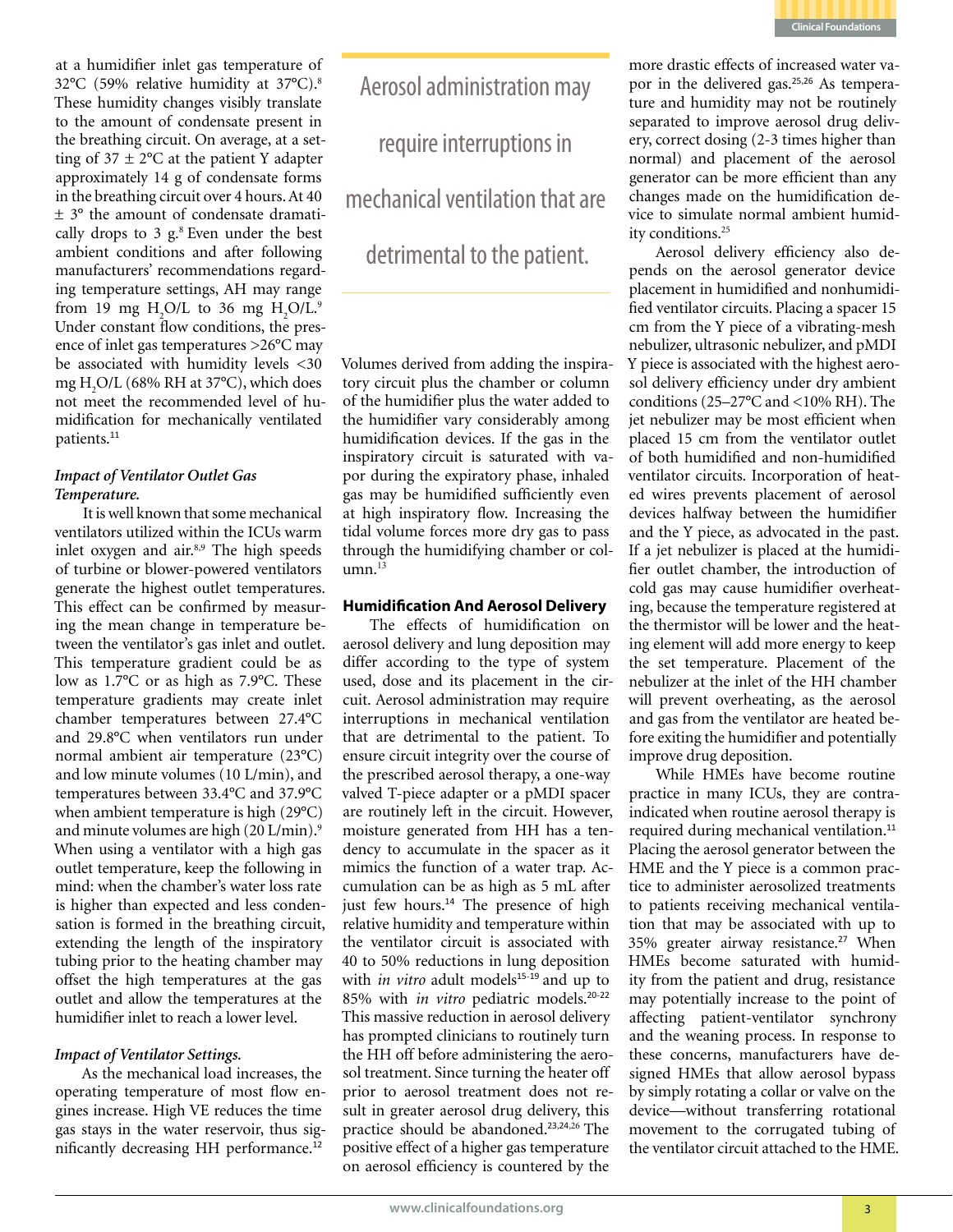at a humidifier inlet gas temperature of 32°C (59% relative humidity at 37°C).[8] These humidity changes visibly translate to the amount of condensate present in the breathing circuit. On average, at a setting of 37 ± 2°C at the patient Y adapter approximately 14 g of condensate forms in the breathing circuit over 4 hours. At 40 ± 3° the amount of condensate dramatically drops to 3 g.[8] Even under the best ambient conditions and after following manufacturers' recommendations regarding temperature settings, AH may range from 19 mg $H_2O$/L to 36 mg $H_2O$/L.[9] Under constant flow conditions, the presence of inlet gas temperatures >26°C may be associated with humidity levels <30 mg $H_2O$/L (68% RH at 37°C), which does not meet the recommended level of humidification for mechanically ventilated patients.[11]

### *Impact of Ventilator Outlet Gas Temperature.*

It is well known that some mechanical ventilators utilized within the ICUs warm inlet oxygen and air.[8,9] The high speeds of turbine or blower-powered ventilators generate the highest outlet temperatures. This effect can be confirmed by measuring the mean change in temperature between the ventilator's gas inlet and outlet. This temperature gradient could be as low as 1.7°C or as high as 7.9°C. These temperature gradients may create inlet chamber temperatures between 27.4°C and 29.8°C when ventilators run under normal ambient air temperature (23°C) and low minute volumes (10 L/min), and temperatures between 33.4°C and 37.9°C when ambient temperature is high (29°C) and minute volumes are high (20 L/min).[9] When using a ventilator with a high gas outlet temperature, keep the following in mind: when the chamber's water loss rate is higher than expected and less condensation is formed in the breathing circuit, extending the length of the inspiratory tubing prior to the heating chamber may offset the high temperatures at the gas outlet and allow the temperatures at the humidifier inlet to reach a lower level.

### *Impact of Ventilator Settings.*

As the mechanical load increases, the operating temperature of most flow engines increase. High VE reduces the time gas stays in the water reservoir, thus significantly decreasing HH performance.[12] Volumes derived from adding the inspiratory circuit plus the chamber or column of the humidifier plus the water added to the humidifier vary considerably among humidification devices. If the gas in the inspiratory circuit is saturated with vapor during the expiratory phase, inhaled gas may be humidified sufficiently even at high inspiratory flow. Increasing the tidal volume forces more dry gas to pass through the humidifying chamber or column.[13]

## Humidification And Aerosol Delivery

The effects of humidification on aerosol delivery and lung deposition may differ according to the type of system used, dose and its placement in the circuit. Aerosol administration may require interruptions in mechanical ventilation that are detrimental to the patient. To ensure circuit integrity over the course of the prescribed aerosol therapy, a one-way valved T-piece adapter or a pMDI spacer are routinely left in the circuit. However, moisture generated from HH has a tendency to accumulate in the spacer as it mimics the function of a water trap. Accumulation can be as high as 5 mL after just few hours.[14] The presence of high relative humidity and temperature within the ventilator circuit is associated with 40 to 50% reductions in lung deposition with *in vitro* adult models[15-19] and up to 85% with *in vitro* pediatric models.[20-22] This massive reduction in aerosol delivery has prompted clinicians to routinely turn the HH off before administering the aerosol treatment. Since turning the heater off prior to aerosol treatment does not result in greater aerosol drug delivery, this practice should be abandoned.[23,24,26] The positive effect of a higher gas temperature on aerosol efficiency is countered by the more drastic effects of increased water vapor in the delivered gas.[25,26] As temperature and humidity may not be routinely separated to improve aerosol drug delivery, correct dosing (2-3 times higher than normal) and placement of the aerosol generator can be more efficient than any changes made on the humidification device to simulate normal ambient humidity conditions.[25]

> Aerosol administration may require interruptions in mechanical ventilation that are detrimental to the patient.

Aerosol delivery efficiency also depends on the aerosol generator device placement in humidified and nonhumidified ventilator circuits. Placing a spacer 15 cm from the Y piece of a vibrating-mesh nebulizer, ultrasonic nebulizer, and pMDI Y piece is associated with the highest aerosol delivery efficiency under dry ambient conditions (25–27°C and <10% RH). The jet nebulizer may be most efficient when placed 15 cm from the ventilator outlet of both humidified and non-humidified ventilator circuits. Incorporation of heated wires prevents placement of aerosol devices halfway between the humidifier and the Y piece, as advocated in the past. If a jet nebulizer is placed at the humidifier outlet chamber, the introduction of cold gas may cause humidifier overheating, because the temperature registered at the thermistor will be lower and the heating element will add more energy to keep the set temperature. Placement of the nebulizer at the inlet of the HH chamber will prevent overheating, as the aerosol and gas from the ventilator are heated before exiting the humidifier and potentially improve drug deposition.

While HMEs have become routine practice in many ICUs, they are contraindicated when routine aerosol therapy is required during mechanical ventilation.[11] Placing the aerosol generator between the HME and the Y piece is a common practice to administer aerosolized treatments to patients receiving mechanical ventilation that may be associated with up to 35% greater airway resistance.[27] When HMEs become saturated with humidity from the patient and drug, resistance may potentially increase to the point of affecting patient-ventilator synchrony and the weaning process. In response to these concerns, manufacturers have designed HMEs that allow aerosol bypass by simply rotating a collar or valve on the device—without transferring rotational movement to the corrugated tubing of the ventilator circuit attached to the HME.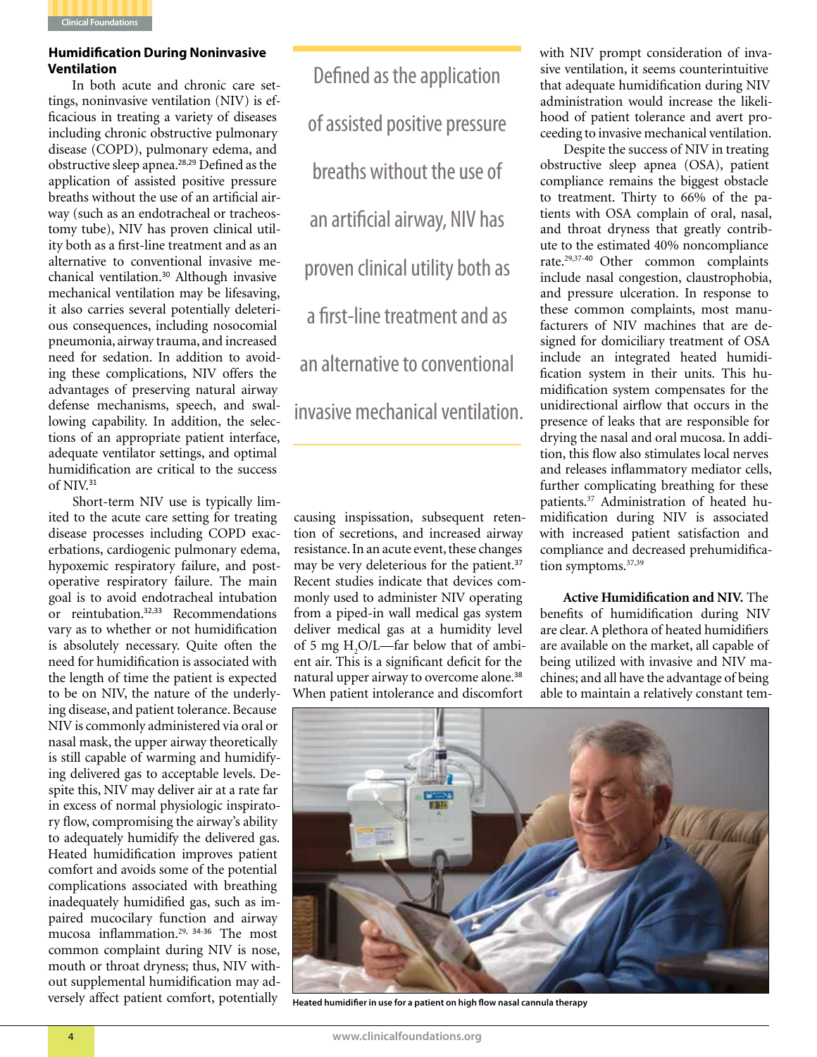## Humidification During Noninvasive Ventilation

In both acute and chronic care settings, noninvasive ventilation (NIV) is efficacious in treating a variety of diseases including chronic obstructive pulmonary disease (COPD), pulmonary edema, and obstructive sleep apnea.[28,29] Defined as the application of assisted positive pressure breaths without the use of an artificial airway (such as an endotracheal or tracheostomy tube), NIV has proven clinical utility both as a first-line treatment and as an alternative to conventional invasive mechanical ventilation.[30] Although invasive mechanical ventilation may be lifesaving, it also carries several potentially deleterious consequences, including nosocomial pneumonia, airway trauma, and increased need for sedation. In addition to avoiding these complications, NIV offers the advantages of preserving natural airway defense mechanisms, speech, and swallowing capability. In addition, the selections of an appropriate patient interface, adequate ventilator settings, and optimal humidification are critical to the success of NIV.[31]

> Defined as the application of assisted positive pressure breaths without the use of an artificial airway, NIV has proven clinical utility both as a first-line treatment and as an alternative to conventional invasive mechanical ventilation.

Short-term NIV use is typically limited to the acute care setting for treating disease processes including COPD exacerbations, cardiogenic pulmonary edema, hypoxemic respiratory failure, and postoperative respiratory failure. The main goal is to avoid endotracheal intubation or reintubation.[32,33] Recommendations vary as to whether or not humidification is absolutely necessary. Quite often the need for humidification is associated with the length of time the patient is expected to be on NIV, the nature of the underlying disease, and patient tolerance. Because NIV is commonly administered via oral or nasal mask, the upper airway theoretically is still capable of warming and humidifying delivered gas to acceptable levels. Despite this, NIV may deliver air at a rate far in excess of normal physiologic inspiratory flow, compromising the airway's ability to adequately humidify the delivered gas. Heated humidification improves patient comfort and avoids some of the potential complications associated with breathing inadequately humidified gas, such as impaired mucocilary function and airway mucosa inflammation.[29, 34-36] The most common complaint during NIV is nose, mouth or throat dryness; thus, NIV without supplemental humidification may adversely affect patient comfort, potentially causing inspissation, subsequent retention of secretions, and increased airway resistance. In an acute event, these changes may be very deleterious for the patient.[37] Recent studies indicate that devices commonly used to administer NIV operating from a piped-in wall medical gas system deliver medical gas at a humidity level of 5 mg $H_2O$/L—far below that of ambient air. This is a significant deficit for the natural upper airway to overcome alone.[38] When patient intolerance and discomfort with NIV prompt consideration of invasive ventilation, it seems counterintuitive that adequate humidification during NIV administration would increase the likelihood of patient tolerance and avert proceeding to invasive mechanical ventilation.

Despite the success of NIV in treating obstructive sleep apnea (OSA), patient compliance remains the biggest obstacle to treatment. Thirty to 66% of the patients with OSA complain of oral, nasal, and throat dryness that greatly contribute to the estimated 40% noncompliance rate.[29,37-40] Other common complaints include nasal congestion, claustrophobia, and pressure ulceration. In response to these common complaints, most manufacturers of NIV machines that are designed for domiciliary treatment of OSA include an integrated heated humidification system in their units. This humidification system compensates for the unidirectional airflow that occurs in the presence of leaks that are responsible for drying the nasal and oral mucosa. In addition, this flow also stimulates local nerves and releases inflammatory mediator cells, further complicating breathing for these patients.[37] Administration of heated humidification during NIV is associated with increased patient satisfaction and compliance and decreased prehumidification symptoms.[37,39]

**Active Humidification and NIV.** The benefits of humidification during NIV are clear. A plethora of heated humidifiers are available on the market, all capable of being utilized with invasive and NIV machines; and all have the advantage of being able to maintain a relatively constant tem-

Heated humidifier in use for a patient on high flow nasal cannula therapy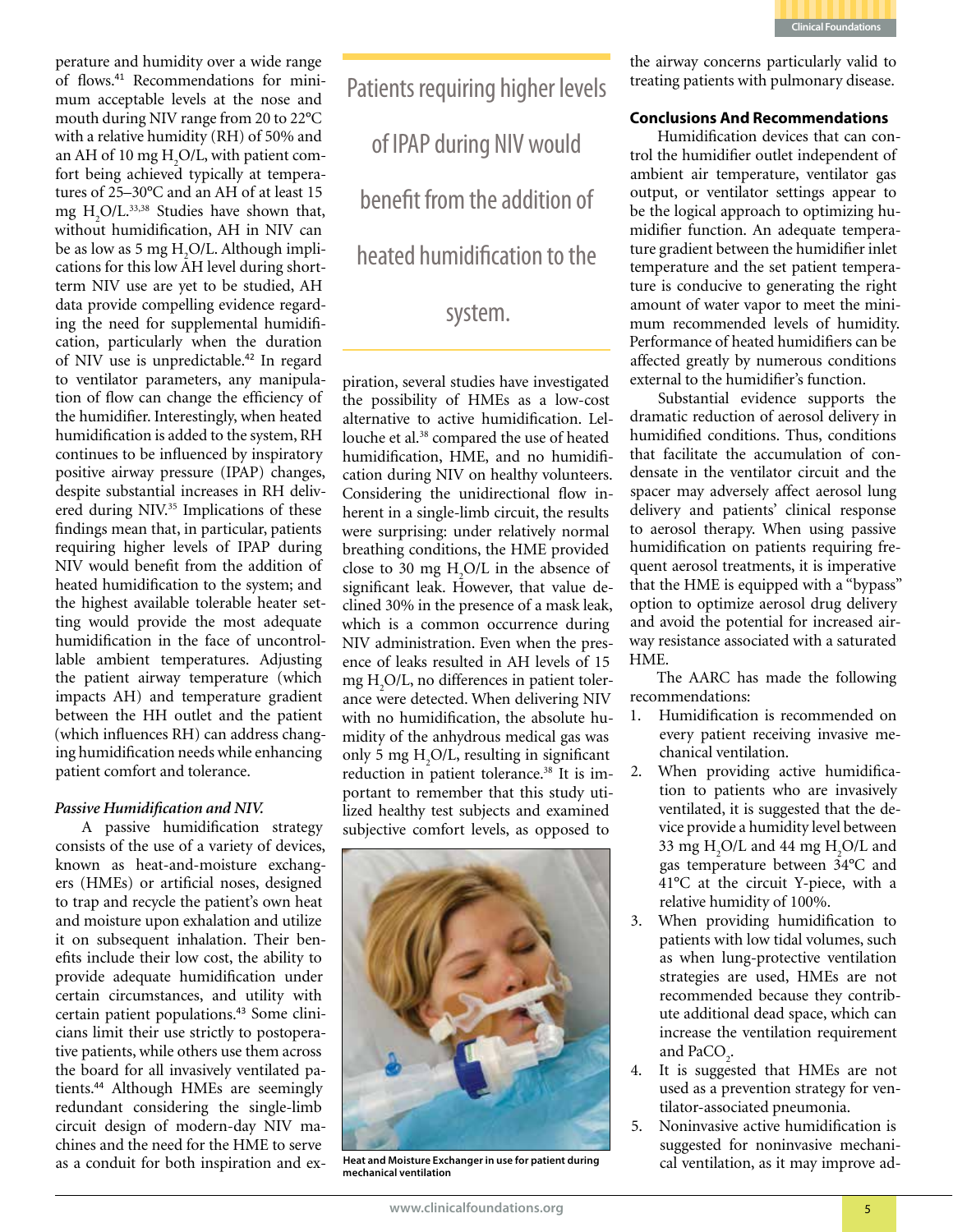perature and humidity over a wide range of flows.[41] Recommendations for minimum acceptable levels at the nose and mouth during NIV range from 20 to 22°C with a relative humidity (RH) of 50% and an AH of 10 mg $H_2O$/L, with patient comfort being achieved typically at temperatures of 25–30°C and an AH of at least 15 mg $H_2O$/L.[33,38] Studies have shown that, without humidification, AH in NIV can be as low as 5 mg $H_2O$/L. Although implications for this low AH level during short-term NIV use are yet to be studied, AH data provide compelling evidence regarding the need for supplemental humidification, particularly when the duration of NIV use is unpredictable.[42] In regard to ventilator parameters, any manipulation of flow can change the efficiency of the humidifier. Interestingly, when heated humidification is added to the system, RH continues to be influenced by inspiratory positive airway pressure (IPAP) changes, despite substantial increases in RH delivered during NIV.[35] Implications of these findings mean that, in particular, patients requiring higher levels of IPAP during NIV would benefit from the addition of heated humidification to the system; and the highest available tolerable heater setting would provide the most adequate humidification in the face of uncontrollable ambient temperatures. Adjusting the patient airway temperature (which impacts AH) and temperature gradient between the HH outlet and the patient (which influences RH) can address changing humidification needs while enhancing patient comfort and tolerance.

> Patients requiring higher levels of IPAP during NIV would benefit from the addition of heated humidification to the system.

***Passive Humidification and NIV.***

A passive humidification strategy consists of the use of a variety of devices, known as heat-and-moisture exchangers (HMEs) or artificial noses, designed to trap and recycle the patient's own heat and moisture upon exhalation and utilize it on subsequent inhalation. Their benefits include their low cost, the ability to provide adequate humidification under certain circumstances, and utility with certain patient populations.[43] Some clinicians limit their use strictly to postoperative patients, while others use them across the board for all invasively ventilated patients.[44] Although HMEs are seemingly redundant considering the single-limb circuit design of modern-day NIV machines and the need for the HME to serve as a conduit for both inspiration and expiration, several studies have investigated the possibility of HMEs as a low-cost alternative to active humidification. Lellouche et al.[38] compared the use of heated humidification, HME, and no humidification during NIV on healthy volunteers. Considering the unidirectional flow inherent in a single-limb circuit, the results were surprising: under relatively normal breathing conditions, the HME provided close to 30 mg $H_2O$/L in the absence of significant leak. However, that value declined 30% in the presence of a mask leak, which is a common occurrence during NIV administration. Even when the presence of leaks resulted in AH levels of 15 mg $H_2O$/L, no differences in patient tolerance were detected. When delivering NIV with no humidification, the absolute humidity of the anhydrous medical gas was only 5 mg $H_2O$/L, resulting in significant reduction in patient tolerance.[38] It is important to remember that this study utilized healthy test subjects and examined subjective comfort levels, as opposed to the airway concerns particularly valid to treating patients with pulmonary disease.

Heat and Moisture Exchanger in use for patient during mechanical ventilation

**Conclusions And Recommendations**

Humidification devices that can control the humidifier outlet independent of ambient air temperature, ventilator gas output, or ventilator settings appear to be the logical approach to optimizing humidifier function. An adequate temperature gradient between the humidifier inlet temperature and the set patient temperature is conducive to generating the right amount of water vapor to meet the minimum recommended levels of humidity. Performance of heated humidifiers can be affected greatly by numerous conditions external to the humidifier's function.

Substantial evidence supports the dramatic reduction of aerosol delivery in humidified conditions. Thus, conditions that facilitate the accumulation of condensate in the ventilator circuit and the spacer may adversely affect aerosol lung delivery and patients' clinical response to aerosol therapy. When using passive humidification on patients requiring frequent aerosol treatments, it is imperative that the HME is equipped with a "bypass" option to optimize aerosol drug delivery and avoid the potential for increased airway resistance associated with a saturated HME.

The AARC has made the following recommendations:

1. Humidification is recommended on every patient receiving invasive mechanical ventilation.
2. When providing active humidification to patients who are invasively ventilated, it is suggested that the device provide a humidity level between 33 mg $H_2O$/L and 44 mg $H_2O$/L and gas temperature between 34°C and 41°C at the circuit Y-piece, with a relative humidity of 100%.
3. When providing humidification to patients with low tidal volumes, such as when lung-protective ventilation strategies are used, HMEs are not recommended because they contribute additional dead space, which can increase the ventilation requirement and $PaCO_2$.
4. It is suggested that HMEs are not used as a prevention strategy for ventilator-associated pneumonia.
5. Noninvasive active humidification is suggested for noninvasive mechanical ventilation, as it may improve ad-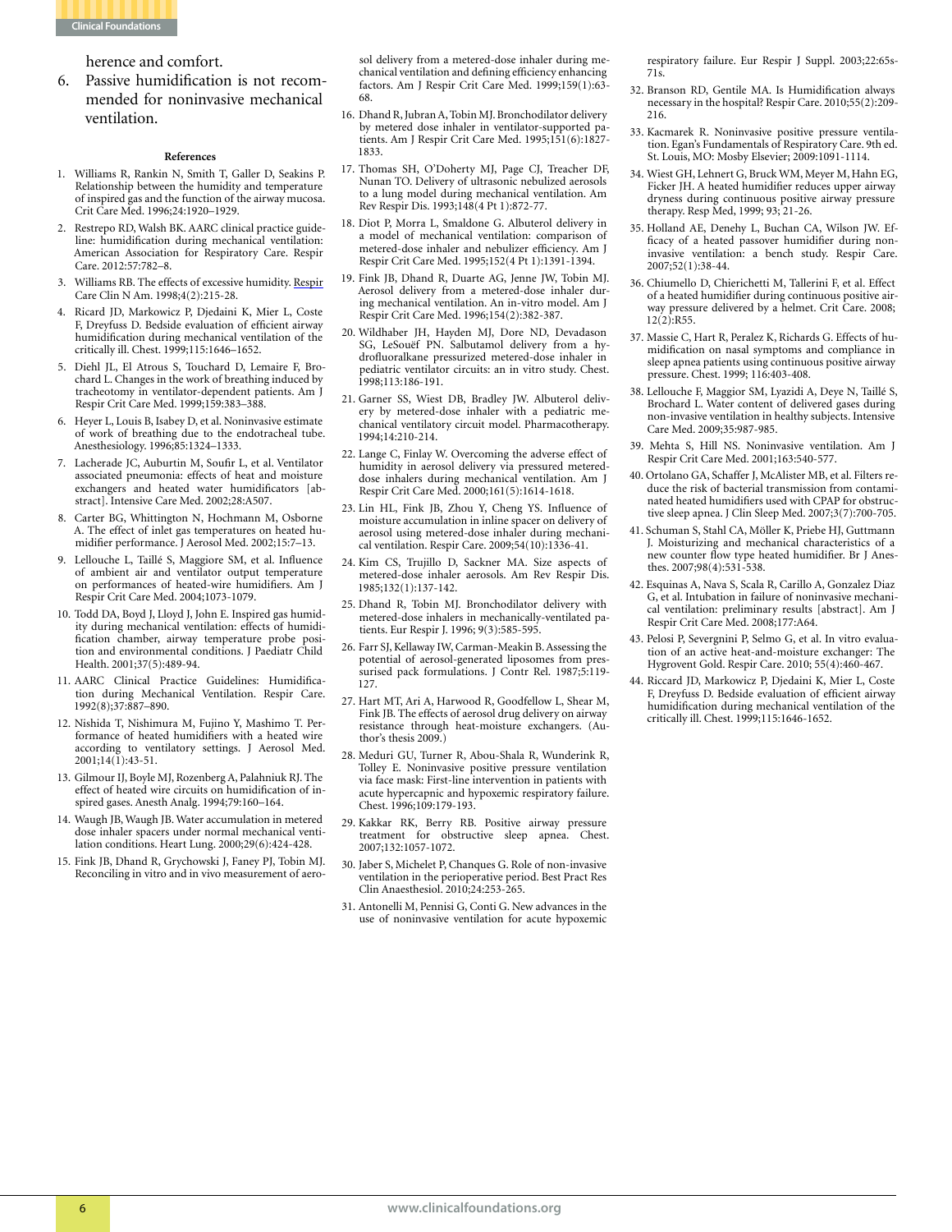herence and comfort.

6. Passive humidification is not recommended for noninvasive mechanical ventilation.

#### References

1. Williams R, Rankin N, Smith T, Galler D, Seakins P. Relationship between the humidity and temperature of inspired gas and the function of the airway mucosa. Crit Care Med. 1996;24:1920–1929.
2. Restrepo RD, Walsh BK. AARC clinical practice guideline: humidification during mechanical ventilation: American Association for Respiratory Care. Respir Care. 2012:57:782–8.
3. Williams RB. The effects of excessive humidity. Respir Care Clin N Am. 1998;4(2):215-28.
4. Ricard JD, Markowicz P, Djedaini K, Mier L, Coste F, Dreyfuss D. Bedside evaluation of efficient airway humidification during mechanical ventilation of the critically ill. Chest. 1999;115:1646–1652.
5. Diehl JL, El Atrous S, Touchard D, Lemaire F, Brochard L. Changes in the work of breathing induced by tracheotomy in ventilator-dependent patients. Am J Respir Crit Care Med. 1999;159:383–388.
6. Heyer L, Louis B, Isabey D, et al. Noninvasive estimate of work of breathing due to the endotracheal tube. Anesthesiology. 1996;85:1324–1333.
7. Lacherade JC, Auburtin M, Soufir L, et al. Ventilator associated pneumonia: effects of heat and moisture exchangers and heated water humidificators [abstract]. Intensive Care Med. 2002;28:A507.
8. Carter BG, Whittington N, Hochmann M, Osborne A. The effect of inlet gas temperatures on heated humidifier performance. J Aerosol Med. 2002;15:7–13.
9. Lellouche L, Taillé S, Maggiore SM, et al. Influence of ambient air and ventilator output temperature on performances of heated-wire humidifiers. Am J Respir Crit Care Med. 2004;1073-1079.
10. Todd DA, Boyd J, Lloyd J, John E. Inspired gas humidity during mechanical ventilation: effects of humidification chamber, airway temperature probe position and environmental conditions. J Paediatr Child Health. 2001;37(5):489-94.
11. AARC Clinical Practice Guidelines: Humidification during Mechanical Ventilation. Respir Care. 1992(8);37:887–890.
12. Nishida T, Nishimura M, Fujino Y, Mashimo T. Performance of heated humidifiers with a heated wire according to ventilatory settings. J Aerosol Med. 2001;14(1):43-51.
13. Gilmour IJ, Boyle MJ, Rozenberg A, Palahniuk RJ. The effect of heated wire circuits on humidification of inspired gases. Anesth Analg. 1994;79:160–164.
14. Waugh JB, Waugh JB. Water accumulation in metered dose inhaler spacers under normal mechanical ventilation conditions. Heart Lung. 2000;29(6):424-428.
15. Fink JB, Dhand R, Grychowski J, Faney PJ, Tobin MJ. Reconciling in vitro and in vivo measurement of aerosol delivery from a metered-dose inhaler during mechanical ventilation and defining efficiency enhancing factors. Am J Respir Crit Care Med. 1999;159(1):63-68.
16. Dhand R, Jubran A, Tobin MJ. Bronchodilator delivery by metered dose inhaler in ventilator-supported patients. Am J Respir Crit Care Med. 1995;151(6):1827-1833.
17. Thomas SH, O'Doherty MJ, Page CJ, Treacher DF, Nunan TO. Delivery of ultrasonic nebulized aerosols to a lung model during mechanical ventilation. Am Rev Respir Dis. 1993;148(4 Pt 1):872-77.
18. Diot P, Morra L, Smaldone G. Albuterol delivery in a model of mechanical ventilation: comparison of metered-dose inhaler and nebulizer efficiency. Am J Respir Crit Care Med. 1995;152(4 Pt 1):1391-1394.
19. Fink JB, Dhand R, Duarte AG, Jenne JW, Tobin MJ. Aerosol delivery from a metered-dose inhaler during mechanical ventilation. An in-vitro model. Am J Respir Crit Care Med. 1996;154(2):382-387.
20. Wildhaber JH, Hayden MJ, Dore ND, Devadason SG, LeSouëf PN. Salbutamol delivery from a hydrofluoralkane pressurized metered-dose inhaler in pediatric ventilator circuits: an in vitro study. Chest. 1998;113:186-191.
21. Garner SS, Wiest DB, Bradley JW. Albuterol delivery by metered-dose inhaler with a pediatric mechanical ventilatory circuit model. Pharmacotherapy. 1994;14:210-214.
22. Lange C, Finlay W. Overcoming the adverse effect of humidity in aerosol delivery via pressured metered-dose inhalers during mechanical ventilation. Am J Respir Crit Care Med. 2000;161(5):1614-1618.
23. Lin HL, Fink JB, Zhou Y, Cheng YS. Influence of moisture accumulation in inline spacer on delivery of aerosol using metered-dose inhaler during mechanical ventilation. Respir Care. 2009;54(10):1336-41.
24. Kim CS, Trujillo D, Sackner MA. Size aspects of metered-dose inhaler aerosols. Am Rev Respir Dis. 1985;132(1):137-142.
25. Dhand R, Tobin MJ. Bronchodilator delivery with metered-dose inhalers in mechanically-ventilated patients. Eur Respir J. 1996; 9(3):585-595.
26. Farr SJ, Kellaway IW, Carman-Meakin B. Assessing the potential of aerosol-generated liposomes from pressurised pack formulations. J Contr Rel. 1987;5:119-127.
27. Hart MT, Ari A, Harwood R, Goodfellow L, Shear M, Fink JB. The effects of aerosol drug delivery on airway resistance through heat-moisture exchangers. (Author's thesis 2009.)
28. Meduri GU, Turner R, Abou-Shala R, Wunderink R, Tolley E. Noninvasive positive pressure ventilation via face mask: First-line intervention in patients with acute hypercapnic and hypoxemic respiratory failure. Chest. 1996;109:179-193.
29. Kakkar RK, Berry RB. Positive airway pressure treatment for obstructive sleep apnea. Chest. 2007;132:1057-1072.
30. Jaber S, Michelet P, Chanques G. Role of non-invasive ventilation in the perioperative period. Best Pract Res Clin Anaesthesiol. 2010;24:253-265.
31. Antonelli M, Pennisi G, Conti G. New advances in the use of noninvasive ventilation for acute hypoxemic respiratory failure. Eur Respir J Suppl. 2003;22:65s-71s.
32. Branson RD, Gentile MA. Is Humidification always necessary in the hospital? Respir Care. 2010;55(2):209-216.
33. Kacmarek R. Noninvasive positive pressure ventilation. Egan's Fundamentals of Respiratory Care. 9th ed. St. Louis, MO: Mosby Elsevier; 2009:1091-1114.
34. Wiest GH, Lehnert G, Bruck WM, Meyer M, Hahn EG, Ficker JH. A heated humidifier reduces upper airway dryness during continuous positive airway pressure therapy. Resp Med, 1999; 93; 21-26.
35. Holland AE, Denehy L, Buchan CA, Wilson JW. Efficacy of a heated passover humidifier during noninvasive ventilation: a bench study. Respir Care. 2007;52(1):38-44.
36. Chiumello D, Chierichetti M, Tallerini F, et al. Effect of a heated humidifier during continuous positive airway pressure delivered by a helmet. Crit Care. 2008; 12(2):R55.
37. Massie C, Hart R, Peralez K, Richards G. Effects of humidification on nasal symptoms and compliance in sleep apnea patients using continuous positive airway pressure. Chest. 1999; 116:403-408.
38. Lellouche F, Maggior SM, Lyazidi A, Deye N, Taillé S, Brochard L. Water content of delivered gases during non-invasive ventilation in healthy subjects. Intensive Care Med. 2009;35:987-985.
39. Mehta S, Hill NS. Noninvasive ventilation. Am J Respir Crit Care Med. 2001;163:540-577.
40. Ortolano GA, Schaffer J, McAlister MB, et al. Filters reduce the risk of bacterial transmission from contaminated heated humidifiers used with CPAP for obstructive sleep apnea. J Clin Sleep Med. 2007;3(7):700-705.
41. Schuman S, Stahl CA, Möller K, Priebe HJ, Guttmann J. Moisturizing and mechanical characteristics of a new counter flow type heated humidifier. Br J Anesthes. 2007;98(4):531-538.
42. Esquinas A, Nava S, Scala R, Carillo A, Gonzalez Diaz G, et al. Intubation in failure of noninvasive mechanical ventilation: preliminary results [abstract]. Am J Respir Crit Care Med. 2008;177:A64.
43. Pelosi P, Severgnini P, Selmo G, et al. In vitro evaluation of an active heat-and-moisture exchanger: The Hygrovent Gold. Respir Care. 2010; 55(4):460-467.
44. Riccard JD, Markowicz P, Djedaini K, Mier L, Coste F, Dreyfuss D. Bedside evaluation of efficient airway humidification during mechanical ventilation of the critically ill. Chest. 1999;115:1646-1652.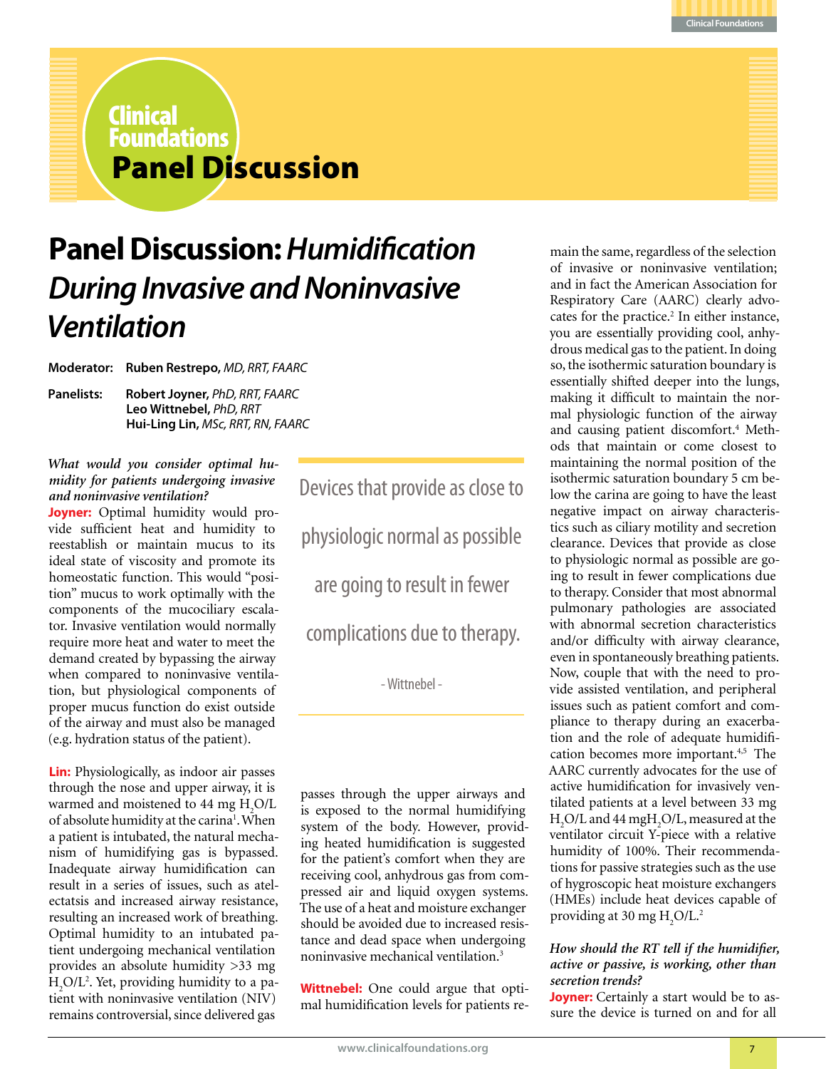# Panel Discussion: *Humidification During Invasive and Noninvasive Ventilation*

**Moderator:** **Ruben Restrepo,** *MD, RRT, FAARC*

**Panelists:** **Robert Joyner,** *PhD, RRT, FAARC*
**Leo Wittnebel,** *PhD, RRT*
**Hui-Ling Lin,** *MSc, RRT, RN, FAARC*

***What would you consider optimal humidity for patients undergoing invasive and noninvasive ventilation?***

**Joyner:** Optimal humidity would provide sufficient heat and humidity to reestablish or maintain mucus to its ideal state of viscosity and promote its homeostatic function. This would "position" mucus to work optimally with the components of the mucociliary escalator. Invasive ventilation would normally require more heat and water to meet the demand created by bypassing the airway when compared to noninvasive ventilation, but physiological components of proper mucus function do exist outside of the airway and must also be managed (e.g. hydration status of the patient).

**Lin:** Physiologically, as indoor air passes through the nose and upper airway, it is warmed and moistened to 44 mg $H_2O/L$ of absolute humidity at the carina[1]. When a patient is intubated, the natural mechanism of humidifying gas is bypassed. Inadequate airway humidification can result in a series of issues, such as atelectatsis and increased airway resistance, resulting an increased work of breathing. Optimal humidity to an intubated patient undergoing mechanical ventilation provides an absolute humidity >33 mg $H_2O/L$[2]. Yet, providing humidity to a patient with noninvasive ventilation (NIV) remains controversial, since delivered gas passes through the upper airways and is exposed to the normal humidifying system of the body. However, providing heated humidification is suggested for the patient's comfort when they are receiving cool, anhydrous gas from compressed air and liquid oxygen systems. The use of a heat and moisture exchanger should be avoided due to increased resistance and dead space when undergoing noninvasive mechanical ventilation.[3]

> Devices that provide as close to physiologic normal as possible are going to result in fewer complications due to therapy.
>
> \- Wittnebel -

**Wittnebel:** One could argue that optimal humidification levels for patients remain the same, regardless of the selection of invasive or noninvasive ventilation; and in fact the American Association for Respiratory Care (AARC) clearly advocates for the practice.[2] In either instance, you are essentially providing cool, anhydrous medical gas to the patient. In doing so, the isothermic saturation boundary is essentially shifted deeper into the lungs, making it difficult to maintain the normal physiologic function of the airway and causing patient discomfort.[4] Methods that maintain or come closest to maintaining the normal position of the isothermic saturation boundary 5 cm below the carina are going to have the least negative impact on airway characteristics such as ciliary motility and secretion clearance. Devices that provide as close to physiologic normal as possible are going to result in fewer complications due to therapy. Consider that most abnormal pulmonary pathologies are associated with abnormal secretion characteristics and/or difficulty with airway clearance, even in spontaneously breathing patients. Now, couple that with the need to provide assisted ventilation, and peripheral issues such as patient comfort and compliance to therapy during an exacerbation and the role of adequate humidification becomes more important.[4,5] The AARC currently advocates for the use of active humidification for invasively ventilated patients at a level between 33 mg $H_2O/L$ and 44 mg$H_2O/L$, measured at the ventilator circuit Y-piece with a relative humidity of 100%. Their recommendations for passive strategies such as the use of hygroscopic heat moisture exchangers (HMEs) include heat devices capable of providing at 30 mg $H_2O/L$.[2]

***How should the RT tell if the humidifier, active or passive, is working, other than secretion trends?***

**Joyner:** Certainly a start would be to assure the device is turned on and for all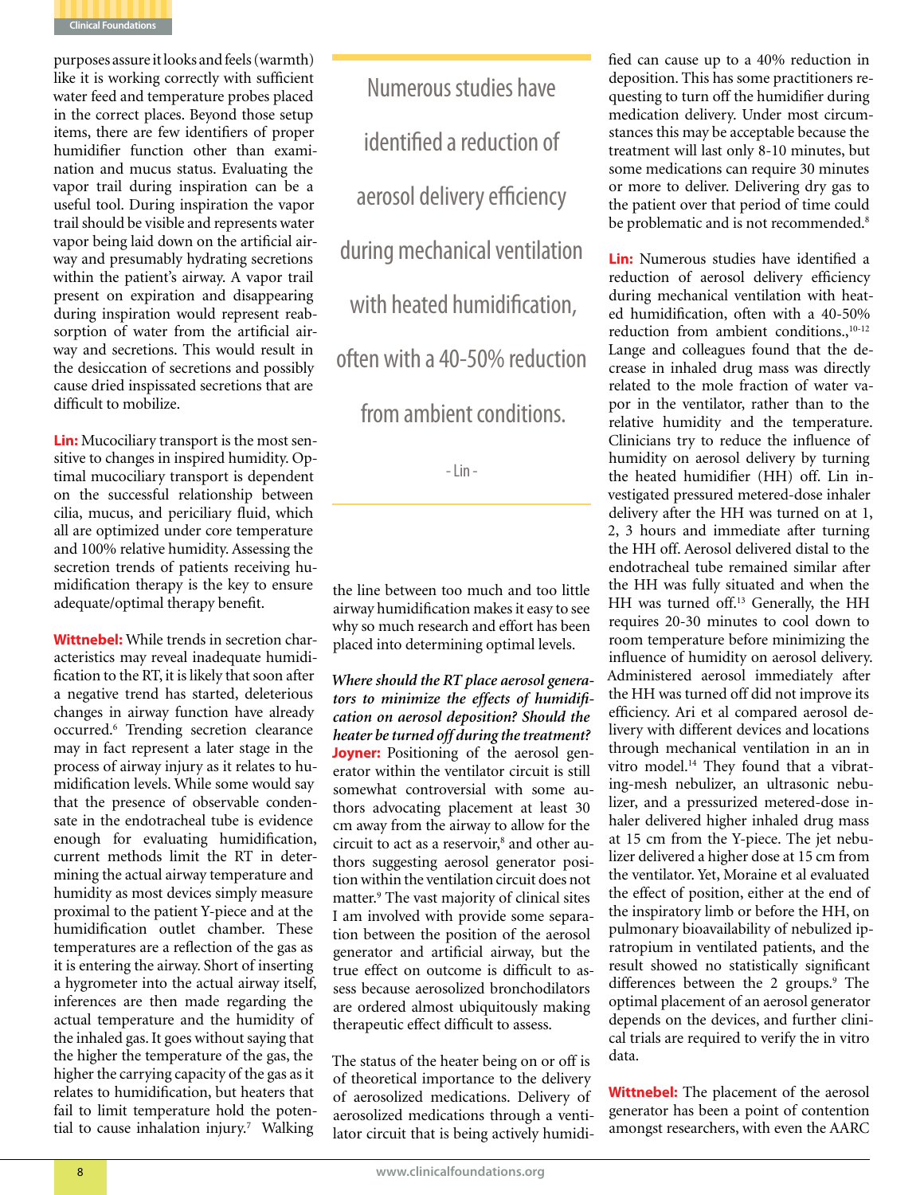purposes assure it looks and feels (warmth) like it is working correctly with sufficient water feed and temperature probes placed in the correct places. Beyond those setup items, there are few identifiers of proper humidifier function other than examination and mucus status. Evaluating the vapor trail during inspiration can be a useful tool. During inspiration the vapor trail should be visible and represents water vapor being laid down on the artificial airway and presumably hydrating secretions within the patient's airway. A vapor trail present on expiration and disappearing during inspiration would represent reabsorption of water from the artificial airway and secretions. This would result in the desiccation of secretions and possibly cause dried inspissated secretions that are difficult to mobilize.

**Lin:** Mucociliary transport is the most sensitive to changes in inspired humidity. Optimal mucociliary transport is dependent on the successful relationship between cilia, mucus, and periciliary fluid, which all are optimized under core temperature and 100% relative humidity. Assessing the secretion trends of patients receiving humidification therapy is the key to ensure adequate/optimal therapy benefit.

**Wittnebel:** While trends in secretion characteristics may reveal inadequate humidification to the RT, it is likely that soon after a negative trend has started, deleterious changes in airway function have already occurred.[6] Trending secretion clearance may in fact represent a later stage in the process of airway injury as it relates to humidification levels. While some would say that the presence of observable condensate in the endotracheal tube is evidence enough for evaluating humidification, current methods limit the RT in determining the actual airway temperature and humidity as most devices simply measure proximal to the patient Y-piece and at the humidification outlet chamber. These temperatures are a reflection of the gas as it is entering the airway. Short of inserting a hygrometer into the actual airway itself, inferences are then made regarding the actual temperature and the humidity of the inhaled gas. It goes without saying that the higher the temperature of the gas, the higher the carrying capacity of the gas as it relates to humidification, but heaters that fail to limit temperature hold the potential to cause inhalation injury.[7] Walking the line between too much and too little airway humidification makes it easy to see why so much research and effort has been placed into determining optimal levels.

> Numerous studies have identified a reduction of aerosol delivery efficiency during mechanical ventilation with heated humidification, often with a 40-50% reduction from ambient conditions.
>
> \- Lin -

***Where should the RT place aerosol generators to minimize the effects of humidification on aerosol deposition? Should the heater be turned off during the treatment?***

**Joyner:** Positioning of the aerosol generator within the ventilator circuit is still somewhat controversial with some authors advocating placement at least 30 cm away from the airway to allow for the circuit to act as a reservoir,[8] and other authors suggesting aerosol generator position within the ventilation circuit does not matter.[9] The vast majority of clinical sites I am involved with provide some separation between the position of the aerosol generator and artificial airway, but the true effect on outcome is difficult to assess because aerosolized bronchodilators are ordered almost ubiquitously making therapeutic effect difficult to assess.

The status of the heater being on or off is of theoretical importance to the delivery of aerosolized medications. Delivery of aerosolized medications through a ventilator circuit that is being actively humidified can cause up to a 40% reduction in deposition. This has some practitioners requesting to turn off the humidifier during medication delivery. Under most circumstances this may be acceptable because the treatment will last only 8-10 minutes, but some medications can require 30 minutes or more to deliver. Delivering dry gas to the patient over that period of time could be problematic and is not recommended.[8]

**Lin:** Numerous studies have identified a reduction of aerosol delivery efficiency during mechanical ventilation with heated humidification, often with a 40-50% reduction from ambient conditions.,[10-12] Lange and colleagues found that the decrease in inhaled drug mass was directly related to the mole fraction of water vapor in the ventilator, rather than to the relative humidity and the temperature. Clinicians try to reduce the influence of humidity on aerosol delivery by turning the heated humidifier (HH) off. Lin investigated pressured metered-dose inhaler delivery after the HH was turned on at 1, 2, 3 hours and immediate after turning the HH off. Aerosol delivered distal to the endotracheal tube remained similar after the HH was fully situated and when the HH was turned off.[13] Generally, the HH requires 20-30 minutes to cool down to room temperature before minimizing the influence of humidity on aerosol delivery. Administered aerosol immediately after the HH was turned off did not improve its efficiency. Ari et al compared aerosol delivery with different devices and locations through mechanical ventilation in an in vitro model.[14] They found that a vibrating-mesh nebulizer, an ultrasonic nebulizer, and a pressurized metered-dose inhaler delivered higher inhaled drug mass at 15 cm from the Y-piece. The jet nebulizer delivered a higher dose at 15 cm from the ventilator. Yet, Moraine et al evaluated the effect of position, either at the end of the inspiratory limb or before the HH, on pulmonary bioavailability of nebulized ipratropium in ventilated patients, and the result showed no statistically significant differences between the 2 groups.[9] The optimal placement of an aerosol generator depends on the devices, and further clinical trials are required to verify the in vitro data.

**Wittnebel:** The placement of the aerosol generator has been a point of contention amongst researchers, with even the AARC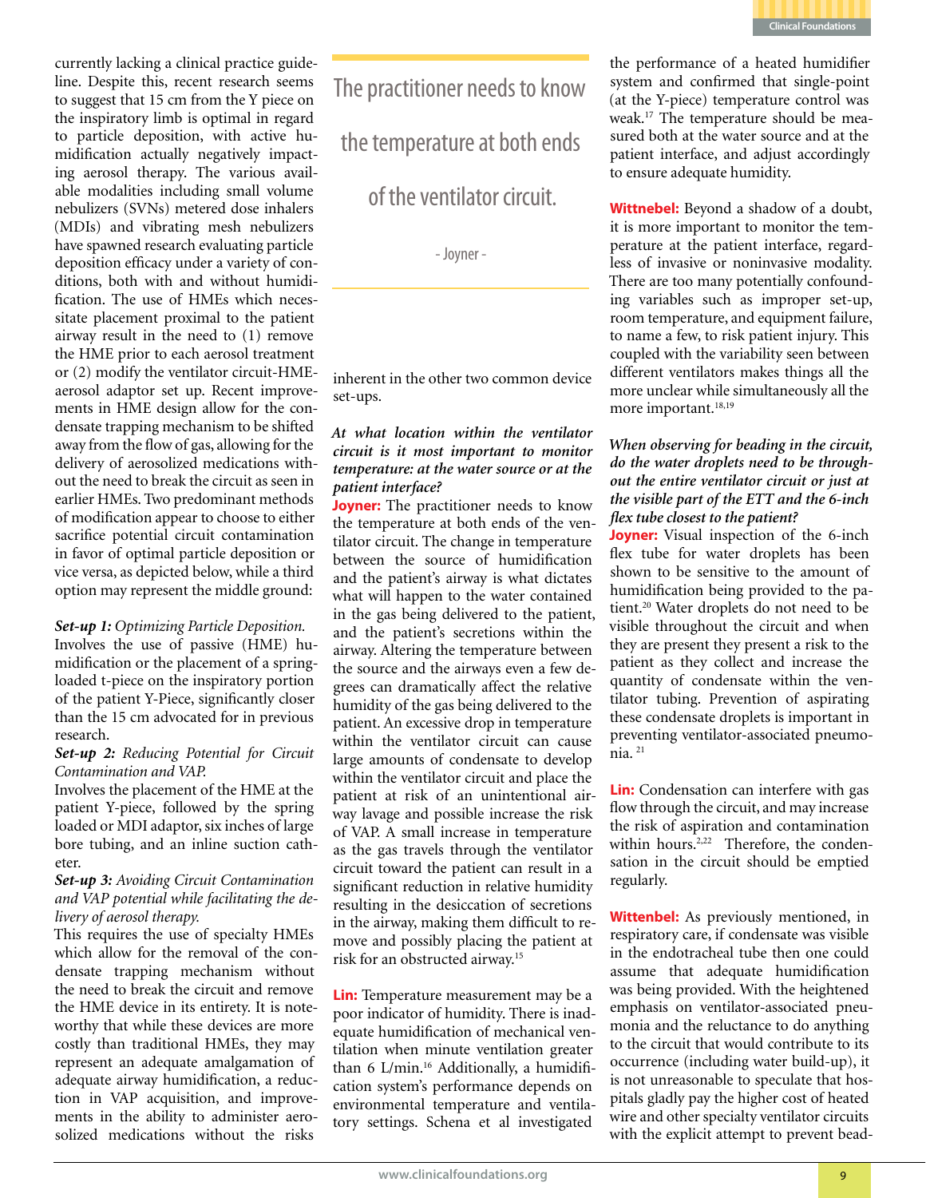currently lacking a clinical practice guideline. Despite this, recent research seems to suggest that 15 cm from the Y piece on the inspiratory limb is optimal in regard to particle deposition, with active humidification actually negatively impacting aerosol therapy. The various available modalities including small volume nebulizers (SVNs) metered dose inhalers (MDIs) and vibrating mesh nebulizers have spawned research evaluating particle deposition efficacy under a variety of conditions, both with and without humidification. The use of HMEs which necessitate placement proximal to the patient airway result in the need to (1) remove the HME prior to each aerosol treatment or (2) modify the ventilator circuit-HME-aerosol adaptor set up. Recent improvements in HME design allow for the condensate trapping mechanism to be shifted away from the flow of gas, allowing for the delivery of aerosolized medications without the need to break the circuit as seen in earlier HMEs. Two predominant methods of modification appear to choose to either sacrifice potential circuit contamination in favor of optimal particle deposition or vice versa, as depicted below, while a third option may represent the middle ground:

***Set-up 1:*** *Optimizing Particle Deposition.*
Involves the use of passive (HME) humidification or the placement of a spring-loaded t-piece on the inspiratory portion of the patient Y-Piece, significantly closer than the 15 cm advocated for in previous research.

***Set-up 2:*** *Reducing Potential for Circuit Contamination and VAP.*
Involves the placement of the HME at the patient Y-piece, followed by the spring loaded or MDI adaptor, six inches of large bore tubing, and an inline suction catheter.

***Set-up 3:*** *Avoiding Circuit Contamination and VAP potential while facilitating the delivery of aerosol therapy.*
This requires the use of specialty HMEs which allow for the removal of the condensate trapping mechanism without the need to break the circuit and remove the HME device in its entirety. It is noteworthy that while these devices are more costly than traditional HMEs, they may represent an adequate amalgamation of adequate airway humidification, a reduction in VAP acquisition, and improvements in the ability to administer aerosolized medications without the risks inherent in the other two common device set-ups.

> The practitioner needs to know the temperature at both ends of the ventilator circuit.
>
> \- Joyner -

***At what location within the ventilator circuit is it most important to monitor temperature: at the water source or at the patient interface?***

**Joyner:** The practitioner needs to know the temperature at both ends of the ventilator circuit. The change in temperature between the source of humidification and the patient's airway is what dictates what will happen to the water contained in the gas being delivered to the patient, and the patient's secretions within the airway. Altering the temperature between the source and the airways even a few degrees can dramatically affect the relative humidity of the gas being delivered to the patient. An excessive drop in temperature within the ventilator circuit can cause large amounts of condensate to develop within the ventilator circuit and place the patient at risk of an unintentional airway lavage and possible increase the risk of VAP. A small increase in temperature as the gas travels through the ventilator circuit toward the patient can result in a significant reduction in relative humidity resulting in the desiccation of secretions in the airway, making them difficult to remove and possibly placing the patient at risk for an obstructed airway.[15]

**Lin:** Temperature measurement may be a poor indicator of humidity. There is inadequate humidification of mechanical ventilation when minute ventilation greater than 6 L/min.[16] Additionally, a humidification system's performance depends on environmental temperature and ventilatory settings. Schena et al investigated the performance of a heated humidifier system and confirmed that single-point (at the Y-piece) temperature control was weak.[17] The temperature should be measured both at the water source and at the patient interface, and adjust accordingly to ensure adequate humidity.

**Wittnebel:** Beyond a shadow of a doubt, it is more important to monitor the temperature at the patient interface, regardless of invasive or noninvasive modality. There are too many potentially confounding variables such as improper set-up, room temperature, and equipment failure, to name a few, to risk patient injury. This coupled with the variability seen between different ventilators makes things all the more unclear while simultaneously all the more important.[18,19]

***When observing for beading in the circuit, do the water droplets need to be throughout the entire ventilator circuit or just at the visible part of the ETT and the 6-inch flex tube closest to the patient?***

**Joyner:** Visual inspection of the 6-inch flex tube for water droplets has been shown to be sensitive to the amount of humidification being provided to the patient.[20] Water droplets do not need to be visible throughout the circuit and when they are present they present a risk to the patient as they collect and increase the quantity of condensate within the ventilator tubing. Prevention of aspirating these condensate droplets is important in preventing ventilator-associated pneumonia.[21]

**Lin:** Condensation can interfere with gas flow through the circuit, and may increase the risk of aspiration and contamination within hours.[2,22] Therefore, the condensation in the circuit should be emptied regularly.

**Wittenbel:** As previously mentioned, in respiratory care, if condensate was visible in the endotracheal tube then one could assume that adequate humidification was being provided. With the heightened emphasis on ventilator-associated pneumonia and the reluctance to do anything to the circuit that would contribute to its occurrence (including water build-up), it is not unreasonable to speculate that hospitals gladly pay the higher cost of heated wire and other specialty ventilator circuits with the explicit attempt to prevent bead-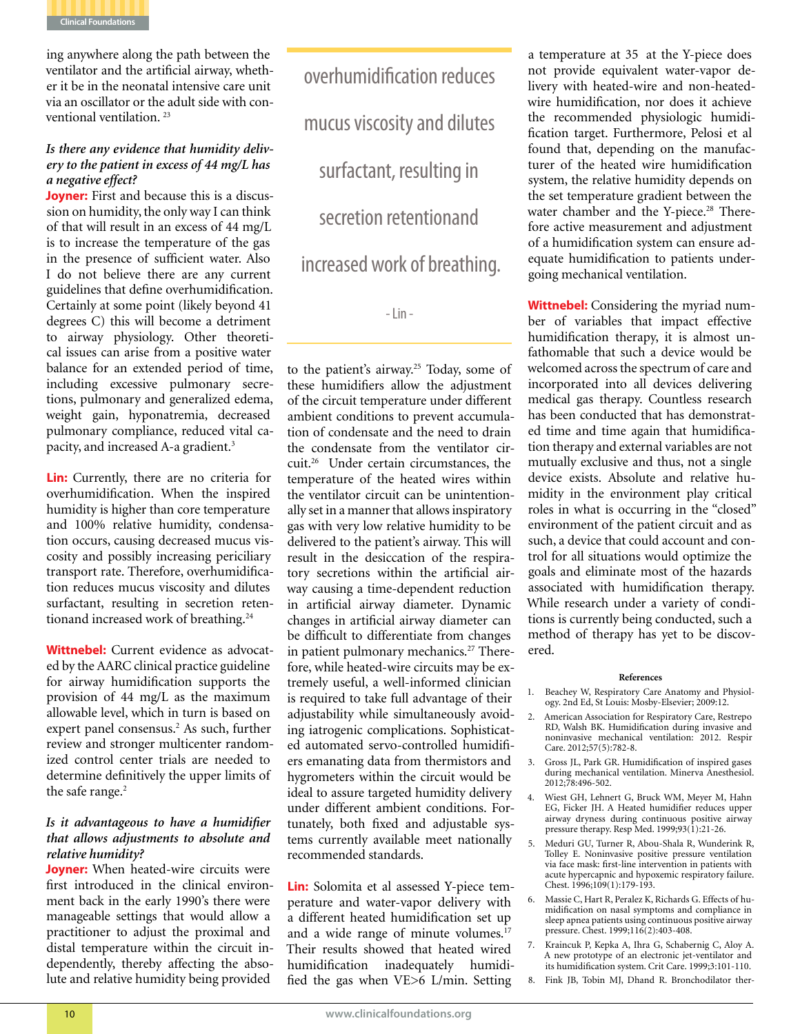ing anywhere along the path between the ventilator and the artificial airway, whether it be in the neonatal intensive care unit via an oscillator or the adult side with conventional ventilation.[23]

***Is there any evidence that humidity delivery to the patient in excess of 44 mg/L has a negative effect?***

**Joyner:** First and because this is a discussion on humidity, the only way I can think of that will result in an excess of 44 mg/L is to increase the temperature of the gas in the presence of sufficient water. Also I do not believe there are any current guidelines that define overhumidification. Certainly at some point (likely beyond 41 degrees C) this will become a detriment to airway physiology. Other theoretical issues can arise from a positive water balance for an extended period of time, including excessive pulmonary secretions, pulmonary and generalized edema, weight gain, hyponatremia, decreased pulmonary compliance, reduced vital capacity, and increased A-a gradient.[3]

**Lin:** Currently, there are no criteria for overhumidification. When the inspired humidity is higher than core temperature and 100% relative humidity, condensation occurs, causing decreased mucus viscosity and possibly increasing periciliary transport rate. Therefore, overhumidification reduces mucus viscosity and dilutes surfactant, resulting in secretion retentionand increased work of breathing.[24]

**Wittnebel:** Current evidence as advocated by the AARC clinical practice guideline for airway humidification supports the provision of 44 mg/L as the maximum allowable level, which in turn is based on expert panel consensus.[2] As such, further review and stronger multicenter randomized control center trials are needed to determine definitively the upper limits of the safe range.[2]

***Is it advantageous to have a humidifier that allows adjustments to absolute and relative humidity?***

**Joyner:** When heated-wire circuits were first introduced in the clinical environment back in the early 1990's there were manageable settings that would allow a practitioner to adjust the proximal and distal temperature within the circuit independently, thereby affecting the absolute and relative humidity being provided to the patient's airway.[25] Today, some of these humidifiers allow the adjustment of the circuit temperature under different ambient conditions to prevent accumulation of condensate and the need to drain the condensate from the ventilator circuit.[26] Under certain circumstances, the temperature of the heated wires within the ventilator circuit can be unintentionally set in a manner that allows inspiratory gas with very low relative humidity to be delivered to the patient's airway. This will result in the desiccation of the respiratory secretions within the artificial airway causing a time-dependent reduction in artificial airway diameter. Dynamic changes in artificial airway diameter can be difficult to differentiate from changes in patient pulmonary mechanics.[27] Therefore, while heated-wire circuits may be extremely useful, a well-informed clinician is required to take full advantage of their adjustability while simultaneously avoiding iatrogenic complications. Sophisticated automated servo-controlled humidifiers emanating data from thermistors and hygrometers within the circuit would be ideal to assure targeted humidity delivery under different ambient conditions. Fortunately, both fixed and adjustable systems currently available meet nationally recommended standards.

> overhumidification reduces mucus viscosity and dilutes surfactant, resulting in secretion retentionand increased work of breathing.
>
> \- Lin -

**Lin:** Solomita et al assessed Y-piece temperature and water-vapor delivery with a different heated humidification set up and a wide range of minute volumes.[17] Their results showed that heated wired humidification inadequately humidified the gas when VE>6 L/min. Setting a temperature at 35 at the Y-piece does not provide equivalent water-vapor delivery with heated-wire and non-heated-wire humidification, nor does it achieve the recommended physiologic humidification target. Furthermore, Pelosi et al found that, depending on the manufacturer of the heated wire humidification system, the relative humidity depends on the set temperature gradient between the water chamber and the Y-piece.[28] Therefore active measurement and adjustment of a humidification system can ensure adequate humidification to patients undergoing mechanical ventilation.

**Wittnebel:** Considering the myriad number of variables that impact effective humidification therapy, it is almost unfathomable that such a device would be welcomed across the spectrum of care and incorporated into all devices delivering medical gas therapy. Countless research has been conducted that has demonstrated time and time again that humidification therapy and external variables are not mutually exclusive and thus, not a single device exists. Absolute and relative humidity in the environment play critical roles in what is occurring in the "closed" environment of the patient circuit and as such, a device that could account and control for all situations would optimize the goals and eliminate most of the hazards associated with humidification therapy. While research under a variety of conditions is currently being conducted, such a method of therapy has yet to be discovered.

#### References

1. Beachey W, Respiratory Care Anatomy and Physiology. 2nd Ed, St Louis: Mosby-Elsevier; 2009:12.
2. American Association for Respiratory Care, Restrepo RD, Walsh BK. Humidification during invasive and noninvasive mechanical ventilation: 2012. Respir Care. 2012;57(5):782-8.
3. Gross JL, Park GR. Humidification of inspired gases during mechanical ventilation. Minerva Anesthesiol. 2012;78:496-502.
4. Wiest GH, Lehnert G, Bruck WM, Meyer M, Hahn EG, Ficker JH. A Heated humidifier reduces upper airway dryness during continuous positive airway pressure therapy. Resp Med. 1999;93(1):21-26.
5. Meduri GU, Turner R, Abou-Shala R, Wunderink R, Tolley E. Noninvasive positive pressure ventilation via face mask: first-line intervention in patients with acute hypercapnic and hypoxemic respiratory failure. Chest. 1996;109(1):179-193.
6. Massie C, Hart R, Peralez K, Richards G. Effects of humidification on nasal symptoms and compliance in sleep apnea patients using continuous positive airway pressure. Chest. 1999;116(2):403-408.
7. Kraincuk P, Kepka A, Ihra G, Schabernig C, Aloy A. A new prototype of an electronic jet-ventilator and its humidification system. Crit Care. 1999;3:101-110.
8. Fink JB, Tobin MJ, Dhand R. Bronchodilator ther-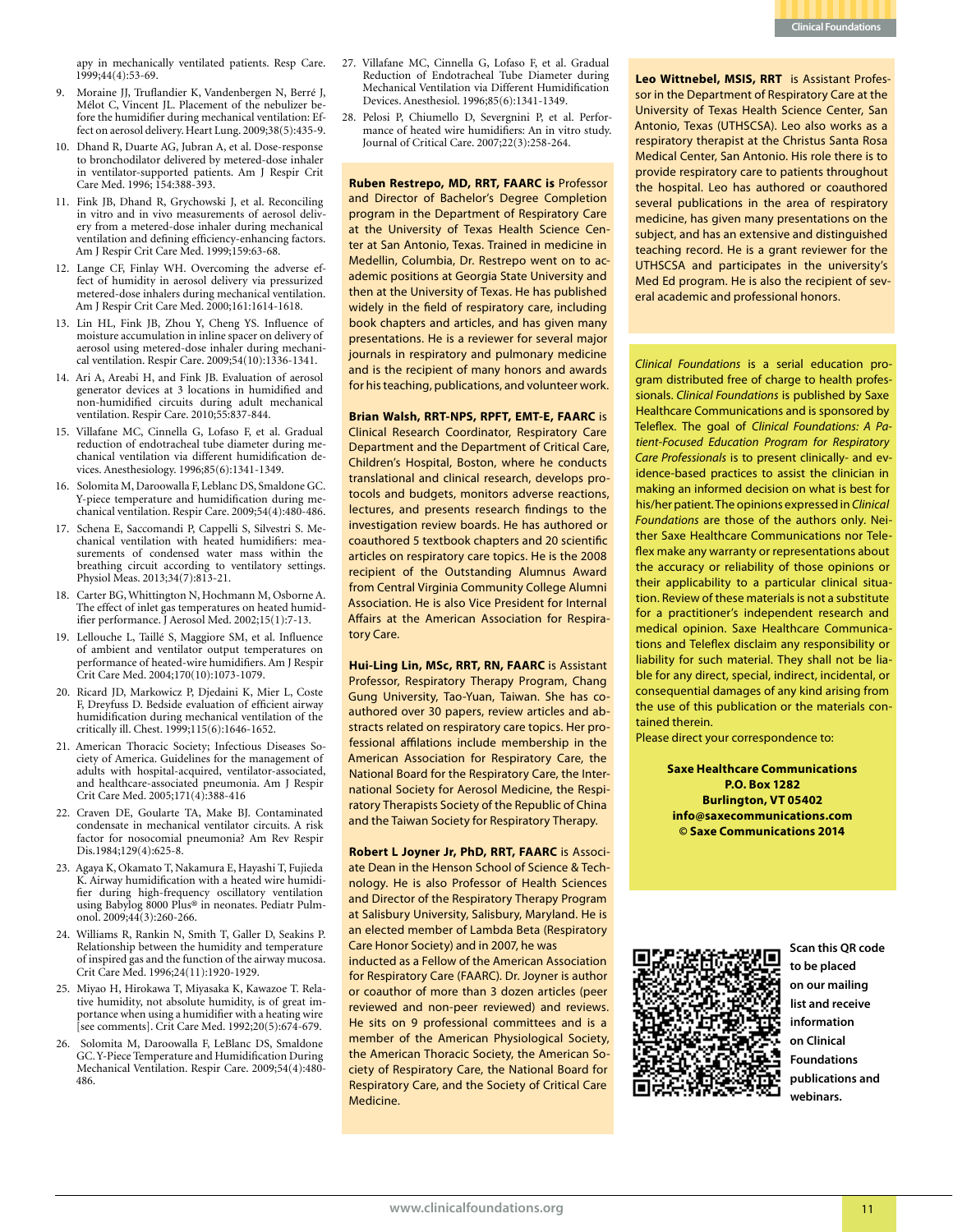apy in mechanically ventilated patients. Resp Care. 1999;44(4):53-69.

9. Moraine JJ, Truflandier K, Vandenbergen N, Berré J, Mélot C, Vincent JL. Placement of the nebulizer before the humidifier during mechanical ventilation: Effect on aerosol delivery. Heart Lung. 2009;38(5):435-9.
10. Dhand R, Duarte AG, Jubran A, et al. Dose-response to bronchodilator delivered by metered-dose inhaler in ventilator-supported patients. Am J Respir Crit Care Med. 1996; 154:388-393.
11. Fink JB, Dhand R, Grychowski J, et al. Reconciling in vitro and in vivo measurements of aerosol delivery from a metered-dose inhaler during mechanical ventilation and defining efficiency-enhancing factors. Am J Respir Crit Care Med. 1999;159:63-68.
12. Lange CF, Finlay WH. Overcoming the adverse effect of humidity in aerosol delivery via pressurized metered-dose inhalers during mechanical ventilation. Am J Respir Crit Care Med. 2000;161:1614-1618.
13. Lin HL, Fink JB, Zhou Y, Cheng YS. Influence of moisture accumulation in inline spacer on delivery of aerosol using metered-dose inhaler during mechanical ventilation. Respir Care. 2009;54(10):1336-1341.
14. Ari A, Areabi H, and Fink JB. Evaluation of aerosol generator devices at 3 locations in humidified and non-humidified circuits during adult mechanical ventilation. Respir Care. 2010;55:837-844.
15. Villafane MC, Cinnella G, Lofaso F, et al. Gradual reduction of endotracheal tube diameter during mechanical ventilation via different humidification devices. Anesthesiology. 1996;85(6):1341-1349.
16. Solomita M, Daroowalla F, Leblanc DS, Smaldone GC. Y-piece temperature and humidification during mechanical ventilation. Respir Care. 2009;54(4):480-486.
17. Schena E, Saccomandi P, Cappelli S, Silvestri S. Mechanical ventilation with heated humidifiers: measurements of condensed water mass within the breathing circuit according to ventilatory settings. Physiol Meas. 2013;34(7):813-21.
18. Carter BG, Whittington N, Hochmann M, Osborne A. The effect of inlet gas temperatures on heated humidifier performance. J Aerosol Med. 2002;15(1):7-13.
19. Lellouche L, Taillé S, Maggiore SM, et al. Influence of ambient and ventilator output temperatures on performance of heated-wire humidifiers. Am J Respir Crit Care Med. 2004;170(10):1073-1079.
20. Ricard JD, Markowicz P, Djedaini K, Mier L, Coste F, Dreyfuss D. Bedside evaluation of efficient airway humidification during mechanical ventilation of the critically ill. Chest. 1999;115(6):1646-1652.
21. American Thoracic Society; Infectious Diseases Society of America. Guidelines for the management of adults with hospital-acquired, ventilator-associated, and healthcare-associated pneumonia. Am J Respir Crit Care Med. 2005;171(4):388-416
22. Craven DE, Goularte TA, Make BJ. Contaminated condensate in mechanical ventilator circuits. A risk factor for nosocomial pneumonia? Am Rev Respir Dis.1984;129(4):625-8.
23. Agaya K, Okamato T, Nakamura E, Hayashi T, Fujieda K. Airway humidification with a heated wire humidifier during high-frequency oscillatory ventilation using Babylog 8000 Plus® in neonates. Pediatr Pulmonol. 2009;44(3):260-266.
24. Williams R, Rankin N, Smith T, Galler D, Seakins P. Relationship between the humidity and temperature of inspired gas and the function of the airway mucosa. Crit Care Med. 1996;24(11):1920-1929.
25. Miyao H, Hirokawa T, Miyasaka K, Kawazoe T. Relative humidity, not absolute humidity, is of great importance when using a humidifier with a heating wire [see comments]. Crit Care Med. 1992;20(5):674-679.
26. Solomita M, Daroowalla F, LeBlanc DS, Smaldone GC. Y-Piece Temperature and Humidification During Mechanical Ventilation. Respir Care. 2009;54(4):480-486.
27. Villafane MC, Cinnella G, Lofaso F, et al. Gradual Reduction of Endotracheal Tube Diameter during Mechanical Ventilation via Different Humidification Devices. Anesthesiol. 1996;85(6):1341-1349.
28. Pelosi P, Chiumello D, Severgnini P, et al. Performance of heated wire humidifiers: An in vitro study. Journal of Critical Care. 2007;22(3):258-264.

**Ruben Restrepo, MD, RRT, FAARC is** Professor and Director of Bachelor's Degree Completion program in the Department of Respiratory Care at the University of Texas Health Science Center at San Antonio, Texas. Trained in medicine in Medellin, Columbia, Dr. Restrepo went on to academic positions at Georgia State University and then at the University of Texas. He has published widely in the field of respiratory care, including book chapters and articles, and has given many presentations. He is a reviewer for several major journals in respiratory and pulmonary medicine and is the recipient of many honors and awards for his teaching, publications, and volunteer work.

**Brian Walsh, RRT-NPS, RPFT, EMT-E, FAARC** is Clinical Research Coordinator, Respiratory Care Department and the Department of Critical Care, Children's Hospital, Boston, where he conducts translational and clinical research, develops protocols and budgets, monitors adverse reactions, lectures, and presents research findings to the investigation review boards. He has authored or coauthored 5 textbook chapters and 20 scientific articles on respiratory care topics. He is the 2008 recipient of the Outstanding Alumnus Award from Central Virginia Community College Alumni Association. He is also Vice President for Internal Affairs at the American Association for Respiratory Care.

**Hui-Ling Lin, MSc, RRT, RN, FAARC** is Assistant Professor, Respiratory Therapy Program, Chang Gung University, Tao-Yuan, Taiwan. She has coauthored over 30 papers, review articles and abstracts related on respiratory care topics. Her professional affilations include membership in the American Association for Respiratory Care, the National Board for the Respiratory Care, the International Society for Aerosol Medicine, the Respiratory Therapists Society of the Republic of China and the Taiwan Society for Respiratory Therapy.

**Robert L Joyner Jr, PhD, RRT, FAARC** is Associate Dean in the Henson School of Science & Technology. He is also Professor of Health Sciences and Director of the Respiratory Therapy Program at Salisbury University, Salisbury, Maryland. He is an elected member of Lambda Beta (Respiratory Care Honor Society) and in 2007, he was inducted as a Fellow of the American Association for Respiratory Care (FAARC). Dr. Joyner is author or coauthor of more than 3 dozen articles (peer reviewed and non-peer reviewed) and reviews. He sits on 9 professional committees and is a member of the American Physiological Society, the American Thoracic Society, the American Society of Respiratory Care, the National Board for Respiratory Care, and the Society of Critical Care Medicine.

**Leo Wittnebel, MSIS, RRT** is Assistant Professor in the Department of Respiratory Care at the University of Texas Health Science Center, San Antonio, Texas (UTHSCSA). Leo also works as a respiratory therapist at the Christus Santa Rosa Medical Center, San Antonio. His role there is to provide respiratory care to patients throughout the hospital. Leo has authored or coauthored several publications in the area of respiratory medicine, has given many presentations on the subject, and has an extensive and distinguished teaching record. He is a grant reviewer for the UTHSCSA and participates in the university's Med Ed program. He is also the recipient of several academic and professional honors.

*Clinical Foundations* is a serial education program distributed free of charge to health professionals. *Clinical Foundations* is published by Saxe Healthcare Communications and is sponsored by Teleflex. The goal of *Clinical Foundations: A Patient-Focused Education Program for Respiratory Care Professionals* is to present clinically- and evidence-based practices to assist the clinician in making an informed decision on what is best for his/her patient. The opinions expressed in *Clinical Foundations* are those of the authors only. Neither Saxe Healthcare Communications nor Teleflex make any warranty or representations about the accuracy or reliability of those opinions or their applicability to a particular clinical situation. Review of these materials is not a substitute for a practitioner's independent research and medical opinion. Saxe Healthcare Communications and Teleflex disclaim any responsibility or liability for such material. They shall not be liable for any direct, special, indirect, incidental, or consequential damages of any kind arising from the use of this publication or the materials contained therein.

Please direct your correspondence to:

**Saxe Healthcare Communications**
**P.O. Box 1282**
**Burlington, VT 05402**
**info@saxecommunications.com**
**© Saxe Communications 2014**

**Scan this QR code to be placed on our mailing list and receive information on Clinical Foundations publications and webinars.**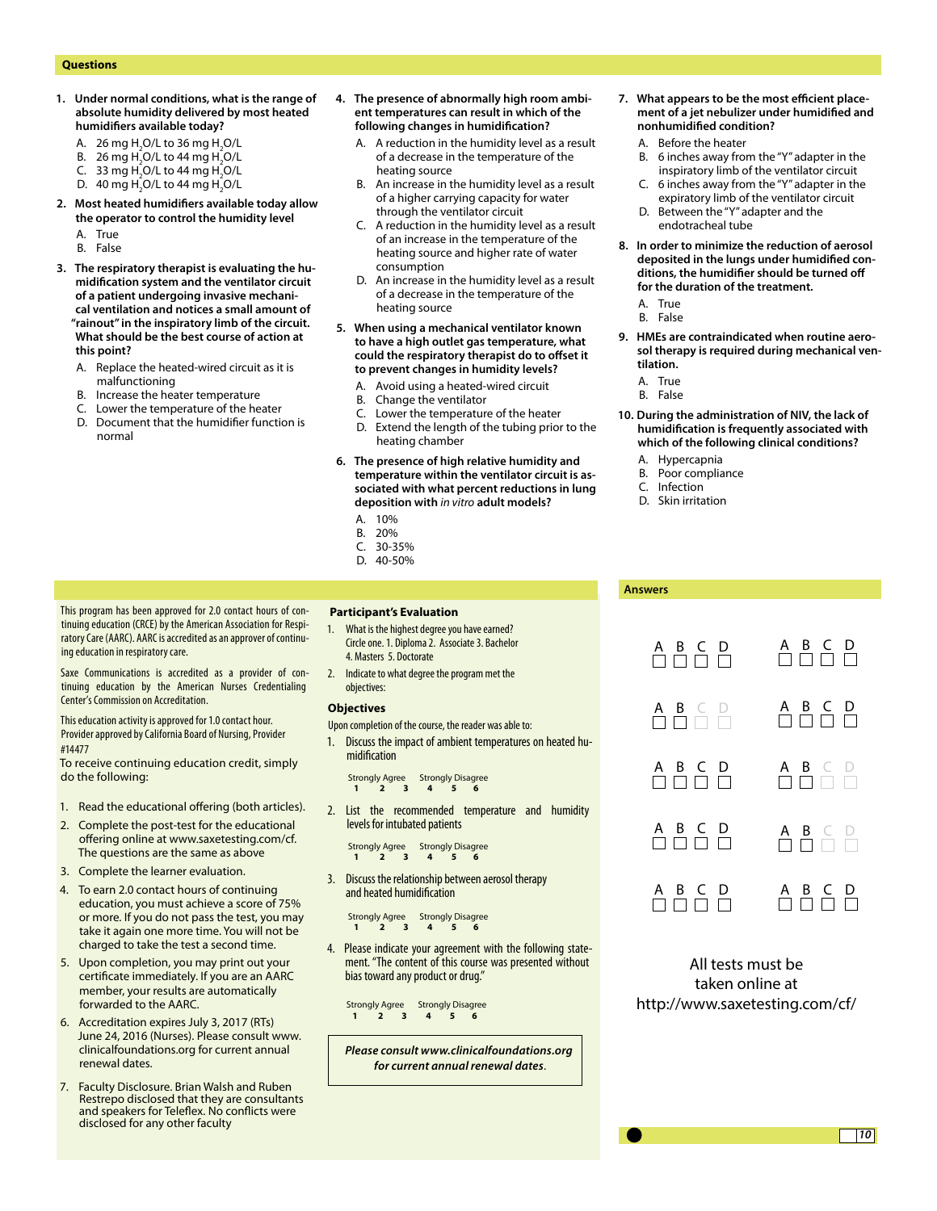## Questions

1. **Under normal conditions, what is the range of absolute humidity delivered by most heated humidifiers available today?**
   - A. 26 mg $H_2O$/L to 36 mg $H_2O$/L
   - B. 26 mg $H_2O$/L to 44 mg $H_2O$/L
   - C. 33 mg $H_2O$/L to 44 mg $H_2O$/L
   - D. 40 mg $H_2O$/L to 44 mg $H_2O$/L

2. **Most heated humidifiers available today allow the operator to control the humidity level**
   - A. True
   - B. False

3. **The respiratory therapist is evaluating the humidification system and the ventilator circuit of a patient undergoing invasive mechanical ventilation and notices a small amount of "rainout" in the inspiratory limb of the circuit. What should be the best course of action at this point?**
   - A. Replace the heated-wired circuit as it is malfunctioning
   - B. Increase the heater temperature
   - C. Lower the temperature of the heater
   - D. Document that the humidifier function is normal

4. **The presence of abnormally high room ambient temperatures can result in which of the following changes in humidification?**
   - A. A reduction in the humidity level as a result of a decrease in the temperature of the heating source
   - B. An increase in the humidity level as a result of a higher carrying capacity for water through the ventilator circuit
   - C. A reduction in the humidity level as a result of an increase in the temperature of the heating source and higher rate of water consumption
   - D. An increase in the humidity level as a result of a decrease in the temperature of the heating source

5. **When using a mechanical ventilator known to have a high outlet gas temperature, what could the respiratory therapist do to offset it to prevent changes in humidity levels?**
   - A. Avoid using a heated-wired circuit
   - B. Change the ventilator
   - C. Lower the temperature of the heater
   - D. Extend the length of the tubing prior to the heating chamber

6. **The presence of high relative humidity and temperature within the ventilator circuit is associated with what percent reductions in lung deposition with *in vitro* adult models?**
   - A. 10%
   - B. 20%
   - C. 30-35%
   - D. 40-50%

7. **What appears to be the most efficient placement of a jet nebulizer under humidified and nonhumidified condition?**
   - A. Before the heater
   - B. 6 inches away from the "Y" adapter in the inspiratory limb of the ventilator circuit
   - C. 6 inches away from the "Y" adapter in the expiratory limb of the ventilator circuit
   - D. Between the "Y" adapter and the endotracheal tube

8. **In order to minimize the reduction of aerosol deposited in the lungs under humidified conditions, the humidifier should be turned off for the duration of the treatment.**
   - A. True
   - B. False

9. **HMEs are contraindicated when routine aerosol therapy is required during mechanical ventilation.**
   - A. True
   - B. False

10. **During the administration of NIV, the lack of humidification is frequently associated with which of the following clinical conditions?**
    - A. Hypercapnia
    - B. Poor compliance
    - C. Infection
    - D. Skin irritation

This program has been approved for 2.0 contact hours of continuing education (CRCE) by the American Association for Respiratory Care (AARC). AARC is accredited as an approver of continuing education in respiratory care.

Saxe Communications is accredited as a provider of continuing education by the American Nurses Credentialing Center's Commission on Accreditation.

This education activity is approved for 1.0 contact hour. Provider approved by California Board of Nursing, Provider #14477

To receive continuing education credit, simply do the following:

1. Read the educational offering (both articles).
2. Complete the post-test for the educational offering online at www.saxetesting.com/cf. The questions are the same as above
3. Complete the learner evaluation.
4. To earn 2.0 contact hours of continuing education, you must achieve a score of 75% or more. If you do not pass the test, you may take it again one more time. You will not be charged to take the test a second time.
5. Upon completion, you may print out your certificate immediately. If you are an AARC member, your results are automatically forwarded to the AARC.
6. Accreditation expires July 3, 2017 (RTs) June 24, 2016 (Nurses). Please consult www.clinicalfoundations.org for current annual renewal dates.
7. Faculty Disclosure. Brian Walsh and Ruben Restrepo disclosed that they are consultants and speakers for Teleflex. No conflicts were disclosed for any other faculty

### Participant's Evaluation

1. What is the highest degree you have earned? Circle one. 1. Diploma 2. Associate 3. Bachelor 4. Masters 5. Doctorate
2. Indicate to what degree the program met the objectives:

### Objectives

Upon completion of the course, the reader was able to:

1. Discuss the impact of ambient temperatures on heated humidification

   Strongly Agree 1 2 3 — Strongly Disagree 4 5 6

2. List the recommended temperature and humidity levels for intubated patients

   Strongly Agree 1 2 3 — Strongly Disagree 4 5 6

3. Discuss the relationship between aerosol therapy and heated humidification

   Strongly Agree 1 2 3 — Strongly Disagree 4 5 6

4. Please indicate your agreement with the following statement. "The content of this course was presented without bias toward any product or drug."

   Strongly Agree 1 2 3 — Strongly Disagree 4 5 6

***Please consult www.clinicalfoundations.org for current annual renewal dates.***

## Answers

| | |
|---|---|
| A B C D | A B C D |
| A B C D | A B C D |
| A B C D | A B C D |
| A B C D | A B C D |
| A B C D | A B C D |

All tests must be taken online at http://www.saxetesting.com/cf/